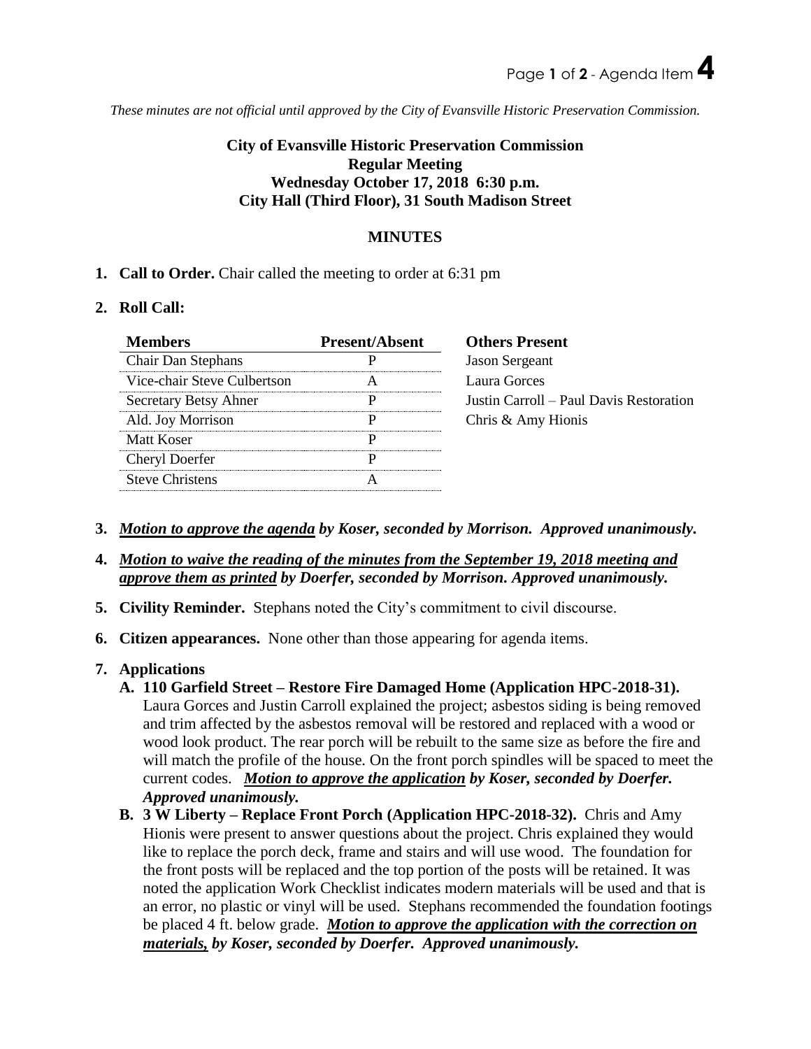*These minutes are not official until approved by the City of Evansville Historic Preservation Commission.*

**City of Evansville Historic Preservation Commission**
**Regular Meeting**
**Wednesday October 17, 2018 6:30 p.m.**
**City Hall (Third Floor), 31 South Madison Street**

## MINUTES

1. **Call to Order.** Chair called the meeting to order at 6:31 pm

2. **Roll Call:**

| Members | Present/Absent |
|---|---|
| Chair Dan Stephans | P |
| Vice-chair Steve Culbertson | A |
| Secretary Betsy Ahner | P |
| Ald. Joy Morrison | P |
| Matt Koser | P |
| Cheryl Doerfer | P |
| Steve Christens | A |

**Others Present**
Jason Sergeant
Laura Gorces
Justin Carroll – Paul Davis Restoration
Chris & Amy Hionis

3. ***Motion to approve the agenda by Koser, seconded by Morrison. Approved unanimously.***

4. ***Motion to waive the reading of the minutes from the September 19, 2018 meeting and approve them as printed by Doerfer, seconded by Morrison. Approved unanimously.***

5. **Civility Reminder.** Stephans noted the City's commitment to civil discourse.

6. **Citizen appearances.** None other than those appearing for agenda items.

7. **Applications**
   - **A. 110 Garfield Street – Restore Fire Damaged Home (Application HPC-2018-31).** Laura Gorces and Justin Carroll explained the project; asbestos siding is being removed and trim affected by the asbestos removal will be restored and replaced with a wood or wood look product. The rear porch will be rebuilt to the same size as before the fire and will match the profile of the house. On the front porch spindles will be spaced to meet the current codes. ***Motion to approve the application by Koser, seconded by Doerfer. Approved unanimously.***
   - **B. 3 W Liberty – Replace Front Porch (Application HPC-2018-32).** Chris and Amy Hionis were present to answer questions about the project. Chris explained they would like to replace the porch deck, frame and stairs and will use wood. The foundation for the front posts will be replaced and the top portion of the posts will be retained. It was noted the application Work Checklist indicates modern materials will be used and that is an error, no plastic or vinyl will be used. Stephans recommended the foundation footings be placed 4 ft. below grade. ***Motion to approve the application with the correction on materials, by Koser, seconded by Doerfer. Approved unanimously.***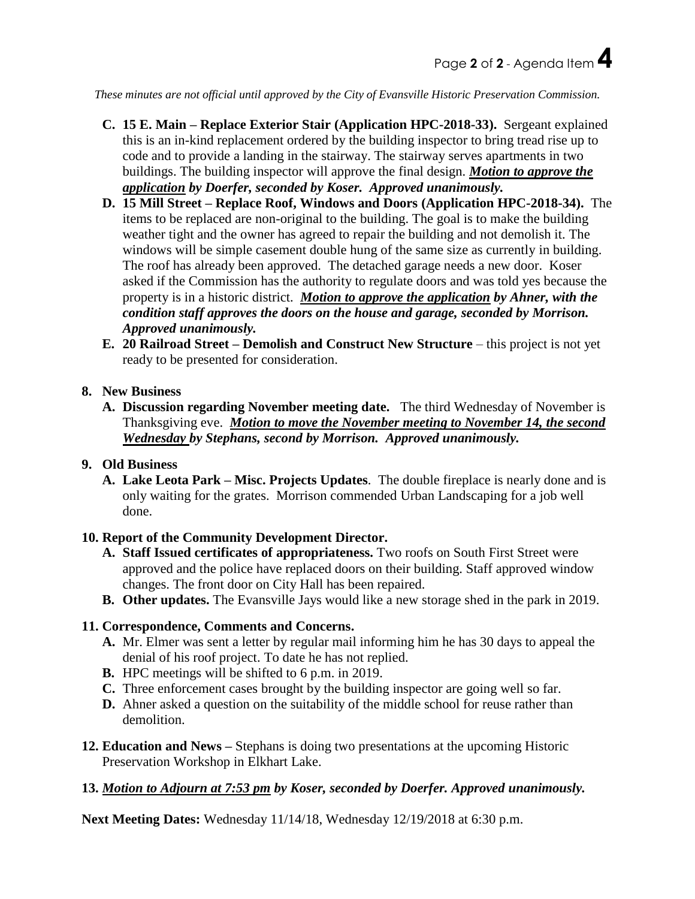*These minutes are not official until approved by the City of Evansville Historic Preservation Commission.*

- **C. 15 E. Main – Replace Exterior Stair (Application HPC-2018-33).** Sergeant explained this is an in-kind replacement ordered by the building inspector to bring tread rise up to code and to provide a landing in the stairway. The stairway serves apartments in two buildings. The building inspector will approve the final design. ***Motion to approve the application by Doerfer, seconded by Koser. Approved unanimously.***
- **D. 15 Mill Street – Replace Roof, Windows and Doors (Application HPC-2018-34).** The items to be replaced are non-original to the building. The goal is to make the building weather tight and the owner has agreed to repair the building and not demolish it. The windows will be simple casement double hung of the same size as currently in building. The roof has already been approved. The detached garage needs a new door. Koser asked if the Commission has the authority to regulate doors and was told yes because the property is in a historic district. ***Motion to approve the application by Ahner, with the condition staff approves the doors on the house and garage, seconded by Morrison. Approved unanimously.***
- **E. 20 Railroad Street – Demolish and Construct New Structure** – this project is not yet ready to be presented for consideration.

**8. New Business**

- **A. Discussion regarding November meeting date.** The third Wednesday of November is Thanksgiving eve. ***Motion to move the November meeting to November 14, the second Wednesday by Stephans, second by Morrison. Approved unanimously.***

**9. Old Business**

- **A. Lake Leota Park – Misc. Projects Updates**. The double fireplace is nearly done and is only waiting for the grates. Morrison commended Urban Landscaping for a job well done.

**10. Report of the Community Development Director.**

- **A. Staff Issued certificates of appropriateness.** Two roofs on South First Street were approved and the police have replaced doors on their building. Staff approved window changes. The front door on City Hall has been repaired.
- **B. Other updates.** The Evansville Jays would like a new storage shed in the park in 2019.

**11. Correspondence, Comments and Concerns.**

- **A.** Mr. Elmer was sent a letter by regular mail informing him he has 30 days to appeal the denial of his roof project. To date he has not replied.
- **B.** HPC meetings will be shifted to 6 p.m. in 2019.
- **C.** Three enforcement cases brought by the building inspector are going well so far.
- **D.** Ahner asked a question on the suitability of the middle school for reuse rather than demolition.

**12. Education and News –** Stephans is doing two presentations at the upcoming Historic Preservation Workshop in Elkhart Lake.

**13. *Motion to Adjourn at 7:53 pm by Koser, seconded by Doerfer. Approved unanimously.***

**Next Meeting Dates:** Wednesday 11/14/18, Wednesday 12/19/2018 at 6:30 p.m.